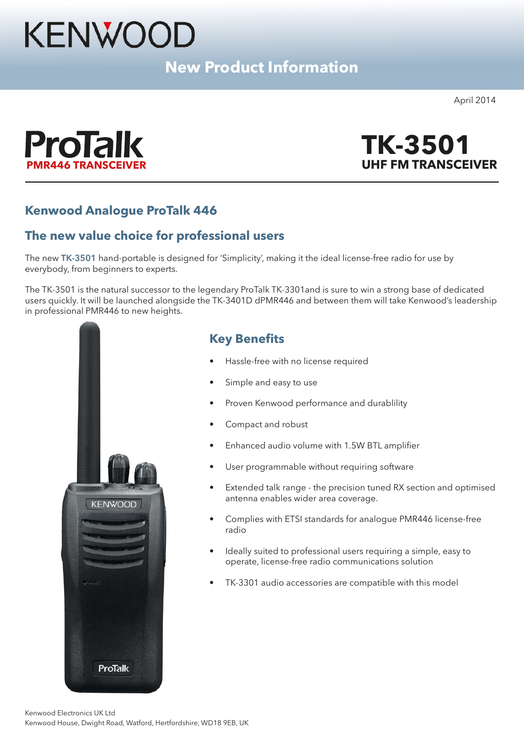# KENWOOD

## New Product Information

April 2014

**ProTalk**
**PMR446 TRANSCEIVER**

# TK-3501
**UHF FM TRANSCEIVER**

## Kenwood Analogue ProTalk 446

## The new value choice for professional users

The new **TK-3501** hand-portable is designed for 'Simplicity', making it the ideal license-free radio for use by everybody, from beginners to experts.

The TK-3501 is the natural successor to the legendary ProTalk TK-3301and is sure to win a strong base of dedicated users quickly. It will be launched alongside the TK-3401D dPMR446 and between them will take Kenwood's leadership in professional PMR446 to new heights.

## Key Benefits

- Hassle-free with no license required
- Simple and easy to use
- Proven Kenwood performance and durablility
- Compact and robust
- Enhanced audio volume with 1.5W BTL amplifier
- User programmable without requiring software
- Extended talk range - the precision tuned RX section and optimised antenna enables wider area coverage.
- Complies with ETSI standards for analogue PMR446 license-free radio
- Ideally suited to professional users requiring a simple, easy to operate, license-free radio communications solution
- TK-3301 audio accessories are compatible with this model

Kenwood Electronics UK Ltd
Kenwood House, Dwight Road, Watford, Hertfordshire, WD18 9EB, UK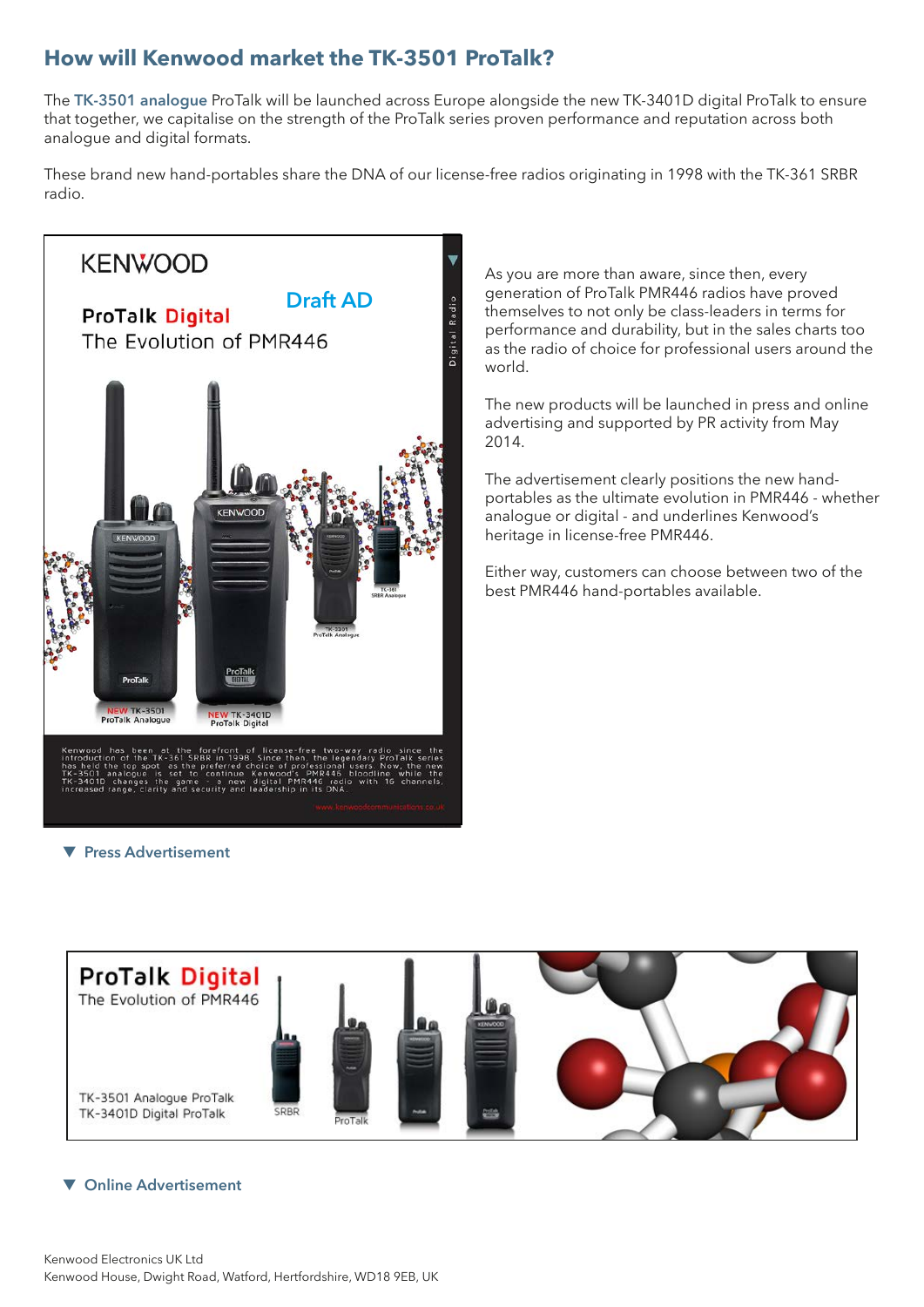## How will Kenwood market the TK-3501 ProTalk?

The **TK-3501 analogue** ProTalk will be launched across Europe alongside the new TK-3401D digital ProTalk to ensure that together, we capitalise on the strength of the ProTalk series proven performance and reputation across both analogue and digital formats.

These brand new hand-portables share the DNA of our license-free radios originating in 1998 with the TK-361 SRBR radio.

KENWOOD

Draft AD

ProTalk Digital
The Evolution of PMR446

NEW TK-3501 ProTalk Analogue
NEW TK-3401D ProTalk Digital

Kenwood has been at the forefront of license-free two-way radio since the introduction of the TK-361 SRBR in 1998. Since then, the legendary ProTalk series has held the top spot as the preferred choice of professional users. Now, the new TK-3501 analogue is set to continue Kenwood's PMR446 bloodline while the TK-3401D changes the game - a new digital PMR446 radio with 16 channels, increased range, clarity and security and leadership in its DNA.

www.kenwoodcommunications.co.uk

▼ Press Advertisement

As you are more than aware, since then, every generation of ProTalk PMR446 radios have proved themselves to not only be class-leaders in terms for performance and durability, but in the sales charts too as the radio of choice for professional users around the world.

The new products will be launched in press and online advertising and supported by PR activity from May 2014.

The advertisement clearly positions the new hand-portables as the ultimate evolution in PMR446 - whether analogue or digital - and underlines Kenwood's heritage in license-free PMR446.

Either way, customers can choose between two of the best PMR446 hand-portables available.

ProTalk Digital
The Evolution of PMR446

TK-3501 Analogue ProTalk
TK-3401D Digital ProTalk

SRBR
ProTalk

▼ Online Advertisement

Kenwood Electronics UK Ltd
Kenwood House, Dwight Road, Watford, Hertfordshire, WD18 9EB, UK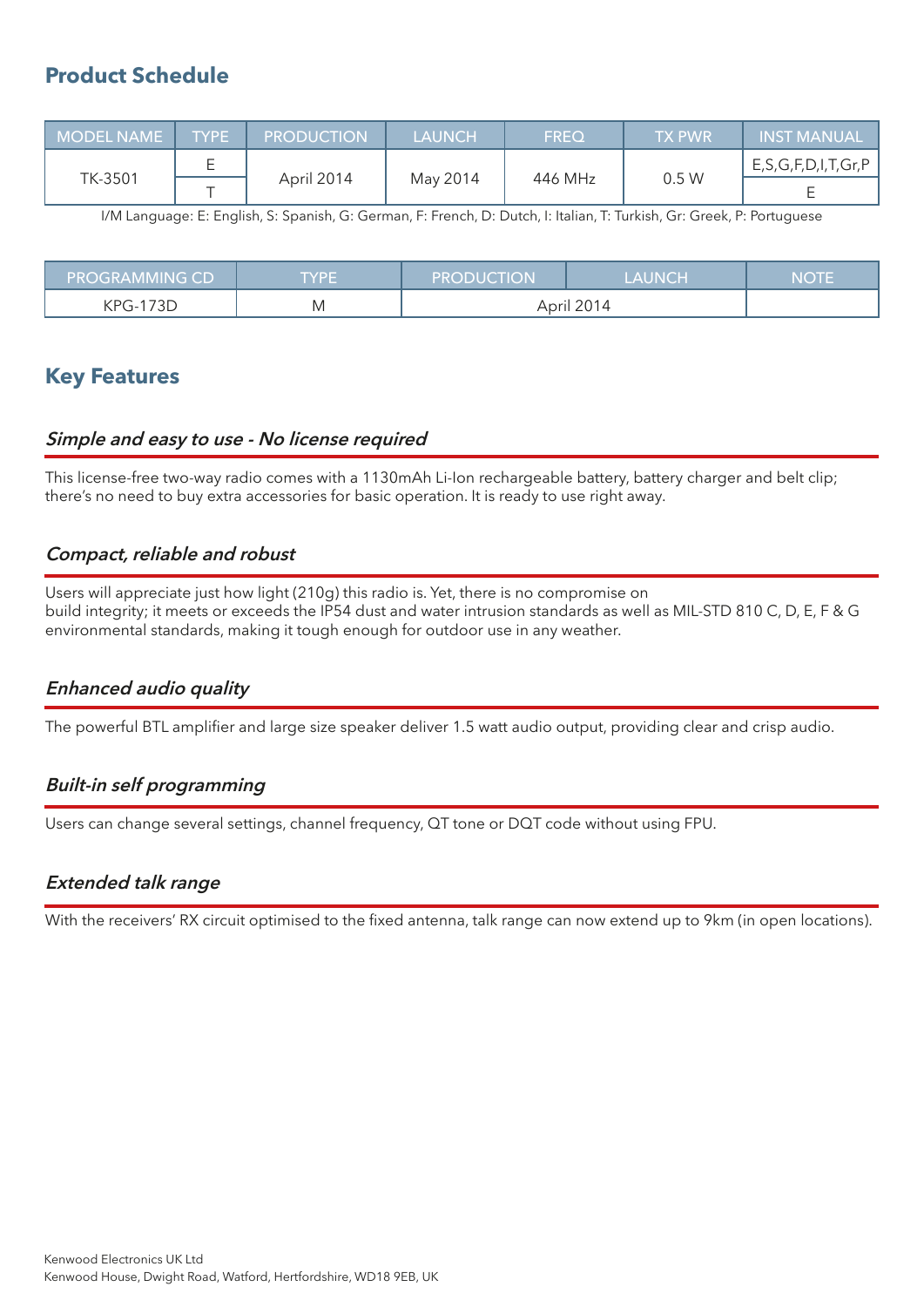## Product Schedule

| MODEL NAME | TYPE | PRODUCTION | LAUNCH | FREQ | TX PWR | INST MANUAL |
|---|---|---|---|---|---|---|
| TK-3501 | E | April 2014 | May 2014 | 446 MHz | 0.5 W | E,S,G,F,D,I,T,Gr,P |
| | T | | | | | E |

I/M Language: E: English, S: Spanish, G: German, F: French, D: Dutch, I: Italian, T: Turkish, Gr: Greek, P: Portuguese

| PROGRAMMING CD | TYPE | PRODUCTION | LAUNCH | NOTE |
|---|---|---|---|---|
| KPG-173D | M | April 2014 | | |

## Key Features

### *Simple and easy to use - No license required*

This license-free two-way radio comes with a 1130mAh Li-Ion rechargeable battery, battery charger and belt clip; there's no need to buy extra accessories for basic operation. It is ready to use right away.

### *Compact, reliable and robust*

Users will appreciate just how light (210g) this radio is. Yet, there is no compromise on build integrity; it meets or exceeds the IP54 dust and water intrusion standards as well as MIL-STD 810 C, D, E, F & G environmental standards, making it tough enough for outdoor use in any weather.

### *Enhanced audio quality*

The powerful BTL amplifier and large size speaker deliver 1.5 watt audio output, providing clear and crisp audio.

### *Built-in self programming*

Users can change several settings, channel frequency, QT tone or DQT code without using FPU.

### *Extended talk range*

With the receivers' RX circuit optimised to the fixed antenna, talk range can now extend up to 9km (in open locations).

Kenwood Electronics UK Ltd
Kenwood House, Dwight Road, Watford, Hertfordshire, WD18 9EB, UK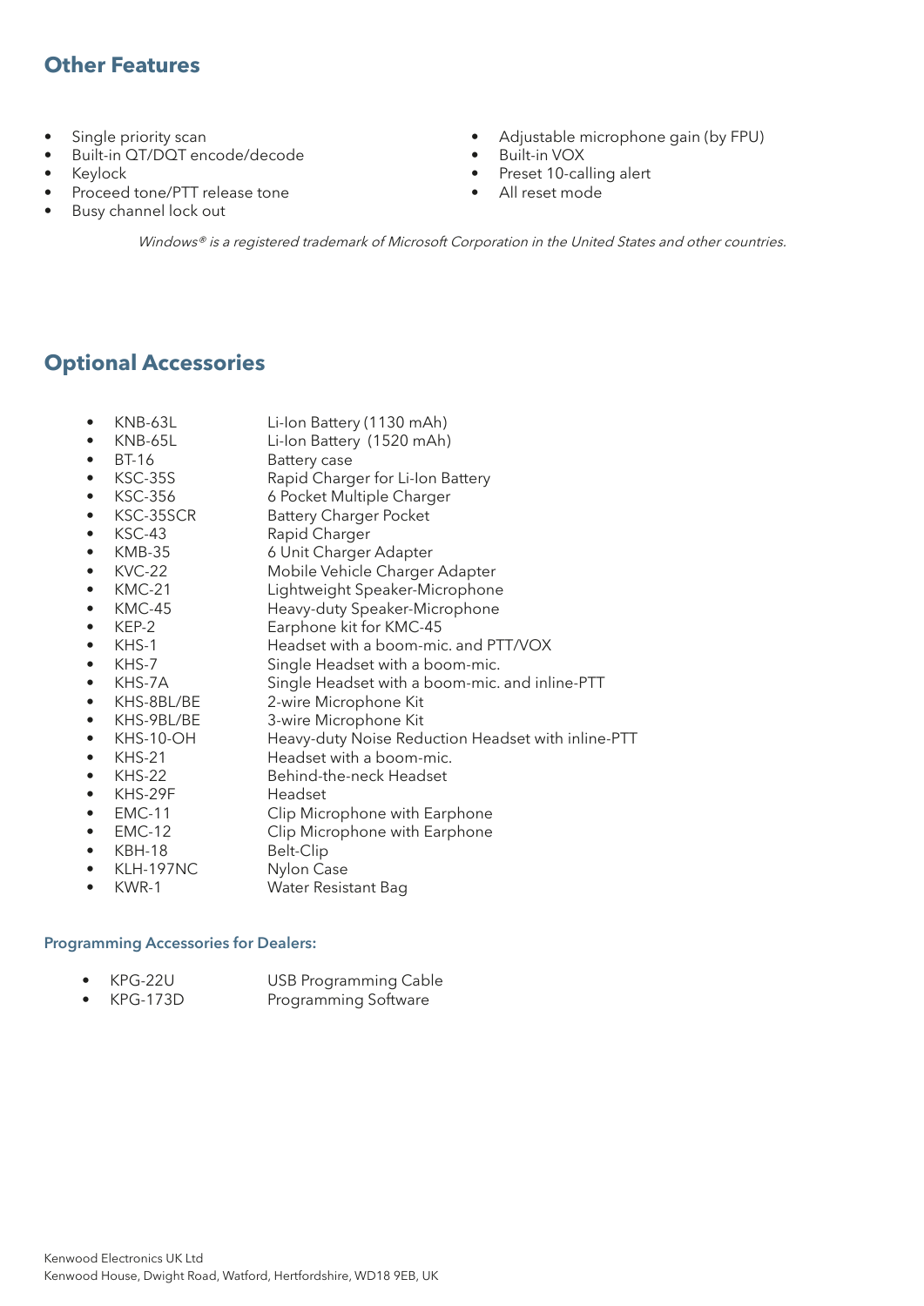## Other Features

- Single priority scan
- Built-in QT/DQT encode/decode
- Keylock
- Proceed tone/PTT release tone
- Busy channel lock out
- Adjustable microphone gain (by FPU)
- Built-in VOX
- Preset 10-calling alert
- All reset mode

*Windows® is a registered trademark of Microsoft Corporation in the United States and other countries.*

## Optional Accessories

- KNB-63L — Li-Ion Battery (1130 mAh)
- KNB-65L — Li-Ion Battery (1520 mAh)
- BT-16 — Battery case
- KSC-35S — Rapid Charger for Li-Ion Battery
- KSC-356 — 6 Pocket Multiple Charger
- KSC-35SCR — Battery Charger Pocket
- KSC-43 — Rapid Charger
- KMB-35 — 6 Unit Charger Adapter
- KVC-22 — Mobile Vehicle Charger Adapter
- KMC-21 — Lightweight Speaker-Microphone
- KMC-45 — Heavy-duty Speaker-Microphone
- KEP-2 — Earphone kit for KMC-45
- KHS-1 — Headset with a boom-mic. and PTT/VOX
- KHS-7 — Single Headset with a boom-mic.
- KHS-7A — Single Headset with a boom-mic. and inline-PTT
- KHS-8BL/BE — 2-wire Microphone Kit
- KHS-9BL/BE — 3-wire Microphone Kit
- KHS-10-OH — Heavy-duty Noise Reduction Headset with inline-PTT
- KHS-21 — Headset with a boom-mic.
- KHS-22 — Behind-the-neck Headset
- KHS-29F — Headset
- EMC-11 — Clip Microphone with Earphone
- EMC-12 — Clip Microphone with Earphone
- KBH-18 — Belt-Clip
- KLH-197NC — Nylon Case
- KWR-1 — Water Resistant Bag

### Programming Accessories for Dealers:

- KPG-22U — USB Programming Cable
- KPG-173D — Programming Software

Kenwood Electronics UK Ltd
Kenwood House, Dwight Road, Watford, Hertfordshire, WD18 9EB, UK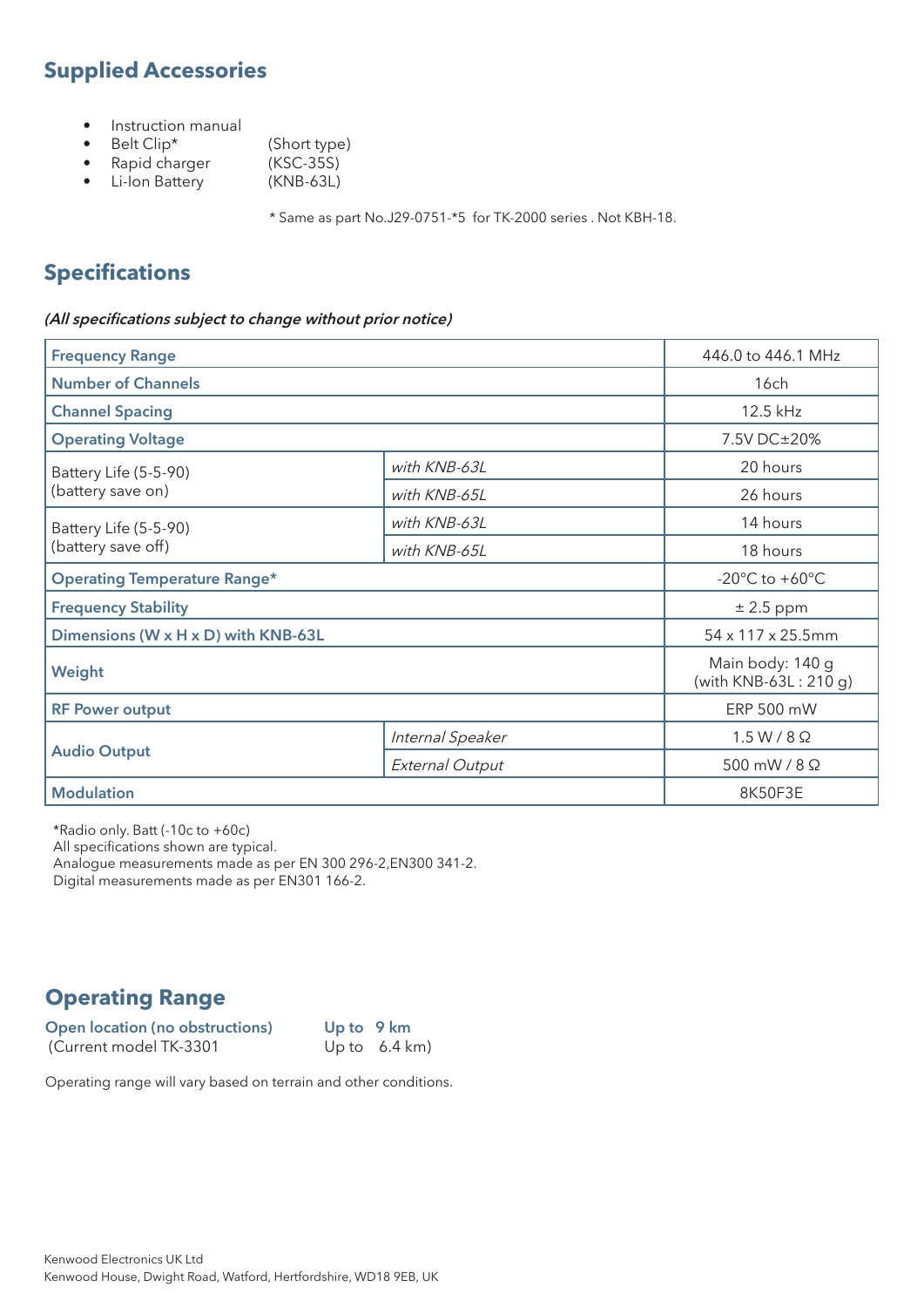## Supplied Accessories

- Instruction manual
- Belt Clip* (Short type)
- Rapid charger (KSC-35S)
- Li-Ion Battery (KNB-63L)

\* Same as part No.J29-0751-*5 for TK-2000 series . Not KBH-18.

## Specifications

***(All specifications subject to change without prior notice)***

| | | |
|---|---|---|
| **Frequency Range** | | 446.0 to 446.1 MHz |
| **Number of Channels** | | 16ch |
| **Channel Spacing** | | 12.5 kHz |
| **Operating Voltage** | | 7.5V DC±20% |
| Battery Life (5-5-90) (battery save on) | *with KNB-63L* | 20 hours |
| | *with KNB-65L* | 26 hours |
| Battery Life (5-5-90) (battery save off) | *with KNB-63L* | 14 hours |
| | *with KNB-65L* | 18 hours |
| **Operating Temperature Range*** | | -20°C to +60°C |
| **Frequency Stability** | | ± 2.5 ppm |
| **Dimensions (W x H x D) with KNB-63L** | | 54 x 117 x 25.5mm |
| **Weight** | | Main body: 140 g (with KNB-63L : 210 g) |
| **RF Power output** | | ERP 500 mW |
| **Audio Output** | *Internal Speaker* | 1.5 W / 8 Ω |
| | *External Output* | 500 mW / 8 Ω |
| **Modulation** | | 8K50F3E |

*Radio only. Batt (-10c to +60c)
All specifications shown are typical.
Analogue measurements made as per EN 300 296-2,EN300 341-2.
Digital measurements made as per EN301 166-2.

## Operating Range

| | |
|---|---|
| **Open location (no obstructions)** | **Up to 9 km** |
| (Current model TK-3301 | Up to 6.4 km) |

Operating range will vary based on terrain and other conditions.

Kenwood Electronics UK Ltd
Kenwood House, Dwight Road, Watford, Hertfordshire, WD18 9EB, UK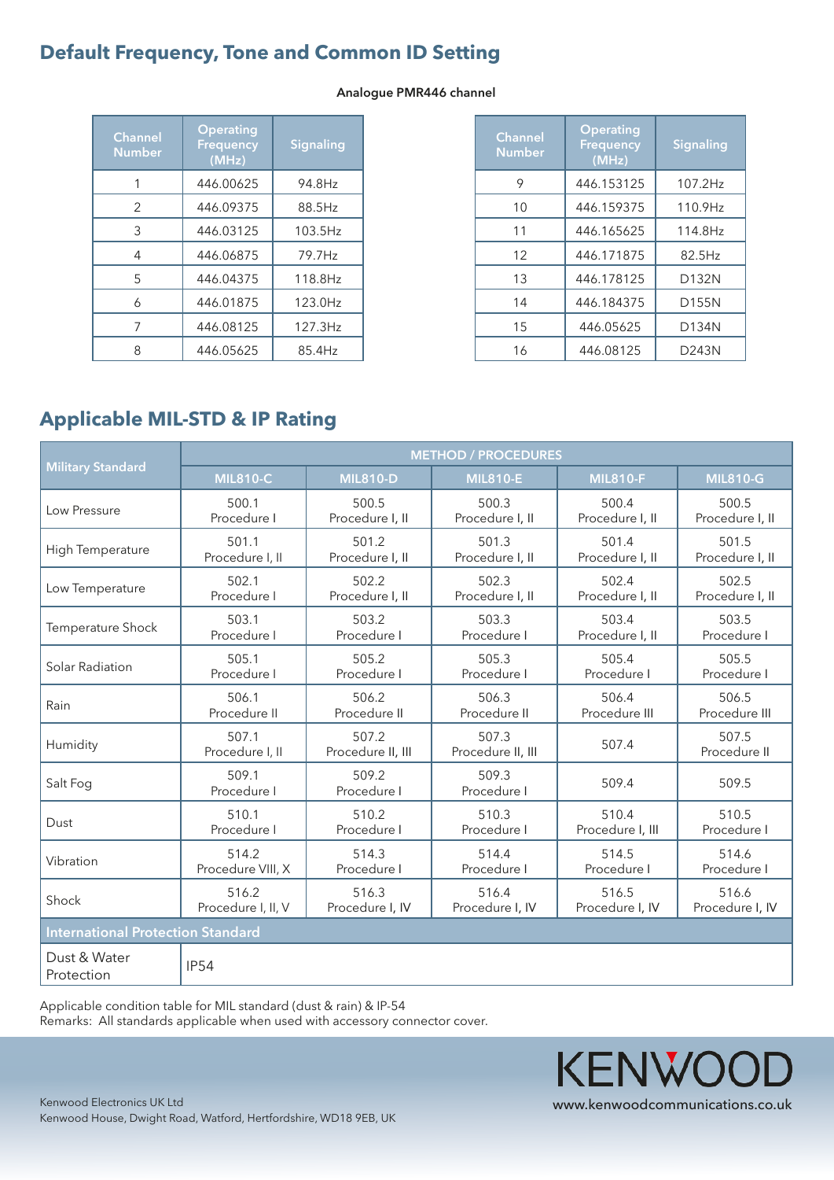## Default Frequency, Tone and Common ID Setting

**Analogue PMR446 channel**

| Channel Number | Operating Frequency (MHz) | Signaling |
|---|---|---|
| 1 | 446.00625 | 94.8Hz |
| 2 | 446.09375 | 88.5Hz |
| 3 | 446.03125 | 103.5Hz |
| 4 | 446.06875 | 79.7Hz |
| 5 | 446.04375 | 118.8Hz |
| 6 | 446.01875 | 123.0Hz |
| 7 | 446.08125 | 127.3Hz |
| 8 | 446.05625 | 85.4Hz |

| Channel Number | Operating Frequency (MHz) | Signaling |
|---|---|---|
| 9 | 446.153125 | 107.2Hz |
| 10 | 446.159375 | 110.9Hz |
| 11 | 446.165625 | 114.8Hz |
| 12 | 446.171875 | 82.5Hz |
| 13 | 446.178125 | D132N |
| 14 | 446.184375 | D155N |
| 15 | 446.05625 | D134N |
| 16 | 446.08125 | D243N |

## Applicable MIL-STD & IP Rating

| Military Standard | METHOD / PROCEDURES | | | | |
|---|---|---|---|---|---|
| | MIL810-C | MIL810-D | MIL810-E | MIL810-F | MIL810-G |
| Low Pressure | 500.1 Procedure I | 500.5 Procedure I, II | 500.3 Procedure I, II | 500.4 Procedure I, II | 500.5 Procedure I, II |
| High Temperature | 501.1 Procedure I, II | 501.2 Procedure I, II | 501.3 Procedure I, II | 501.4 Procedure I, II | 501.5 Procedure I, II |
| Low Temperature | 502.1 Procedure I | 502.2 Procedure I, II | 502.3 Procedure I, II | 502.4 Procedure I, II | 502.5 Procedure I, II |
| Temperature Shock | 503.1 Procedure I | 503.2 Procedure I | 503.3 Procedure I | 503.4 Procedure I, II | 503.5 Procedure I |
| Solar Radiation | 505.1 Procedure I | 505.2 Procedure I | 505.3 Procedure I | 505.4 Procedure I | 505.5 Procedure I |
| Rain | 506.1 Procedure II | 506.2 Procedure II | 506.3 Procedure II | 506.4 Procedure III | 506.5 Procedure III |
| Humidity | 507.1 Procedure I, II | 507.2 Procedure II, III | 507.3 Procedure II, III | 507.4 | 507.5 Procedure II |
| Salt Fog | 509.1 Procedure I | 509.2 Procedure I | 509.3 Procedure I | 509.4 | 509.5 |
| Dust | 510.1 Procedure I | 510.2 Procedure I | 510.3 Procedure I | 510.4 Procedure I, III | 510.5 Procedure I |
| Vibration | 514.2 Procedure VIII, X | 514.3 Procedure I | 514.4 Procedure I | 514.5 Procedure I | 514.6 Procedure I |
| Shock | 516.2 Procedure I, II, V | 516.3 Procedure I, IV | 516.4 Procedure I, IV | 516.5 Procedure I, IV | 516.6 Procedure I, IV |
| **International Protection Standard** | | | | | |
| Dust & Water Protection | IP54 | | | | |

Applicable condition table for MIL standard (dust & rain) & IP-54
Remarks: All standards applicable when used with accessory connector cover.

KENWOOD
www.kenwoodcommunications.co.uk

Kenwood Electronics UK Ltd
Kenwood House, Dwight Road, Watford, Hertfordshire, WD18 9EB, UK